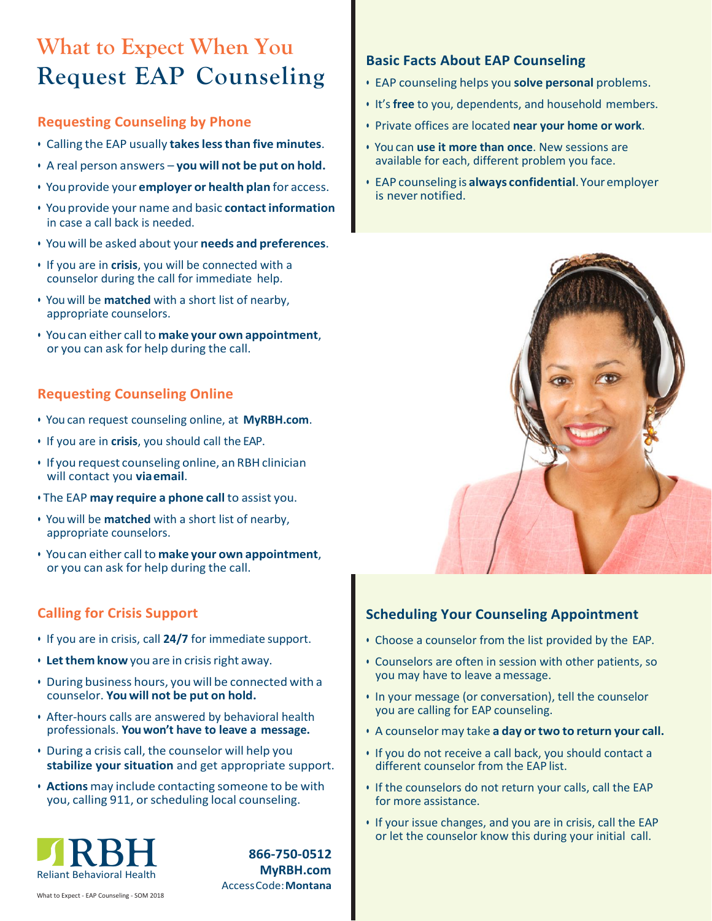# What to Expect When You Request EAP Counseling

## Requesting Counseling by Phone

- Calling the EAP usually **takes less than five minutes**.
- A real person answers – **you will not be put on hold.**
- You provide your **employer or health plan** for access.
- You provide your name and basic **contact information** in case a call back is needed.
- You will be asked about your **needs and preferences**.
- If you are in **crisis**, you will be connected with a counselor during the call for immediate help.
- You will be **matched** with a short list of nearby, appropriate counselors.
- You can either call to **make your own appointment**, or you can ask for help during the call.

## Requesting Counseling Online

- You can request counseling online, at **MyRBH.com**.
- If you are in **crisis**, you should call the EAP.
- If you request counseling online, an RBH clinician will contact you **via email**.
- The EAP **may require a phone call** to assist you.
- You will be **matched** with a short list of nearby, appropriate counselors.
- You can either call to **make your own appointment**, or you can ask for help during the call.

## Calling for Crisis Support

- If you are in crisis, call **24/7** for immediate support.
- **Let them know** you are in crisis right away.
- During business hours, you will be connected with a counselor. **You will not be put on hold.**
- After-hours calls are answered by behavioral health professionals. **You won't have to leave a message.**
- During a crisis call, the counselor will help you **stabilize your situation** and get appropriate support.
- **Actions** may include contacting someone to be with you, calling 911, or scheduling local counseling.

RBH
Reliant Behavioral Health

**866-750-0512**
**MyRBH.com**
Access Code: **Montana**

What to Expect - EAP Counseling - SOM 2018

## Basic Facts About EAP Counseling

- EAP counseling helps you **solve personal** problems.
- It's **free** to you, dependents, and household members.
- Private offices are located **near your home or work**.
- You can **use it more than once**. New sessions are available for each, different problem you face.
- EAP counseling is **always confidential**. Your employer is never notified.

## Scheduling Your Counseling Appointment

- Choose a counselor from the list provided by the EAP.
- Counselors are often in session with other patients, so you may have to leave a message.
- In your message (or conversation), tell the counselor you are calling for EAP counseling.
- A counselor may take **a day or two to return your call.**
- If you do not receive a call back, you should contact a different counselor from the EAP list.
- If the counselors do not return your calls, call the EAP for more assistance.
- If your issue changes, and you are in crisis, call the EAP or let the counselor know this during your initial call.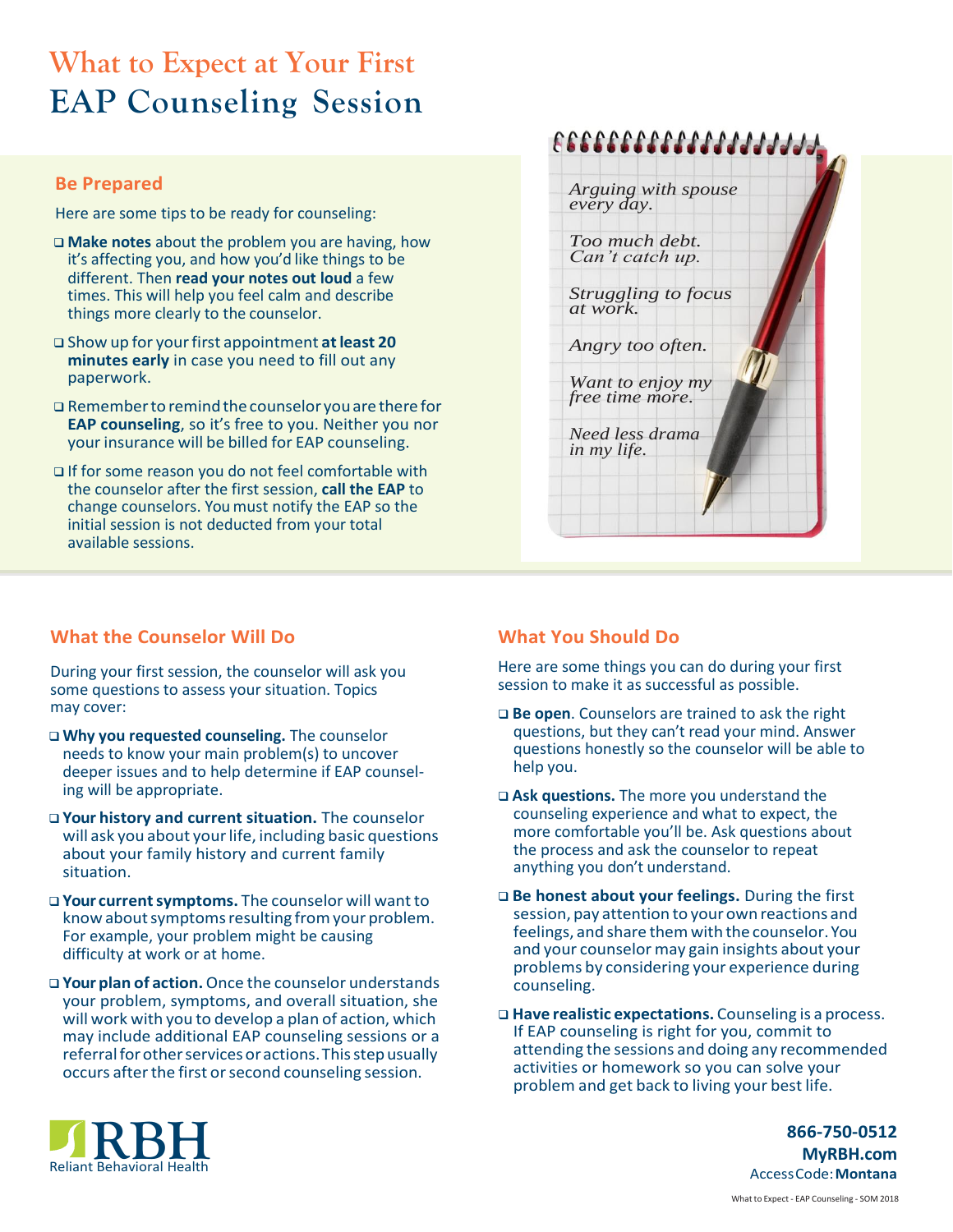# What to Expect at Your First EAP Counseling Session

## Be Prepared

Here are some tips to be ready for counseling:

- **Make notes** about the problem you are having, how it's affecting you, and how you'd like things to be different. Then **read your notes out loud** a few times. This will help you feel calm and describe things more clearly to the counselor.
- Show up for your first appointment **at least 20 minutes early** in case you need to fill out any paperwork.
- Remember to remind the counselor you are there for **EAP counseling**, so it's free to you. Neither you nor your insurance will be billed for EAP counseling.
- If for some reason you do not feel comfortable with the counselor after the first session, **call the EAP** to change counselors. You must notify the EAP so the initial session is not deducted from your total available sessions.

*Arguing with spouse every day.*

*Too much debt. Can't catch up.*

*Struggling to focus at work.*

*Angry too often.*

*Want to enjoy my free time more.*

*Need less drama in my life.*

## What the Counselor Will Do

During your first session, the counselor will ask you some questions to assess your situation. Topics may cover:

- **Why you requested counseling.** The counselor needs to know your main problem(s) to uncover deeper issues and to help determine if EAP counseling will be appropriate.
- **Your history and current situation.** The counselor will ask you about your life, including basic questions about your family history and current family situation.
- **Your current symptoms.** The counselor will want to know about symptoms resulting from your problem. For example, your problem might be causing difficulty at work or at home.
- **Your plan of action.** Once the counselor understands your problem, symptoms, and overall situation, she will work with you to develop a plan of action, which may include additional EAP counseling sessions or a referral for other services or actions. This step usually occurs after the first or second counseling session.

## What You Should Do

Here are some things you can do during your first session to make it as successful as possible.

- **Be open**. Counselors are trained to ask the right questions, but they can't read your mind. Answer questions honestly so the counselor will be able to help you.
- **Ask questions.** The more you understand the counseling experience and what to expect, the more comfortable you'll be. Ask questions about the process and ask the counselor to repeat anything you don't understand.
- **Be honest about your feelings.** During the first session, pay attention to your own reactions and feelings, and share them with the counselor. You and your counselor may gain insights about your problems by considering your experience during counseling.
- **Have realistic expectations.** Counseling is a process. If EAP counseling is right for you, commit to attending the sessions and doing any recommended activities or homework so you can solve your problem and get back to living your best life.

RBH
Reliant Behavioral Health

**866-750-0512**
**MyRBH.com**
Access Code: **Montana**

What to Expect - EAP Counseling - SOM 2018